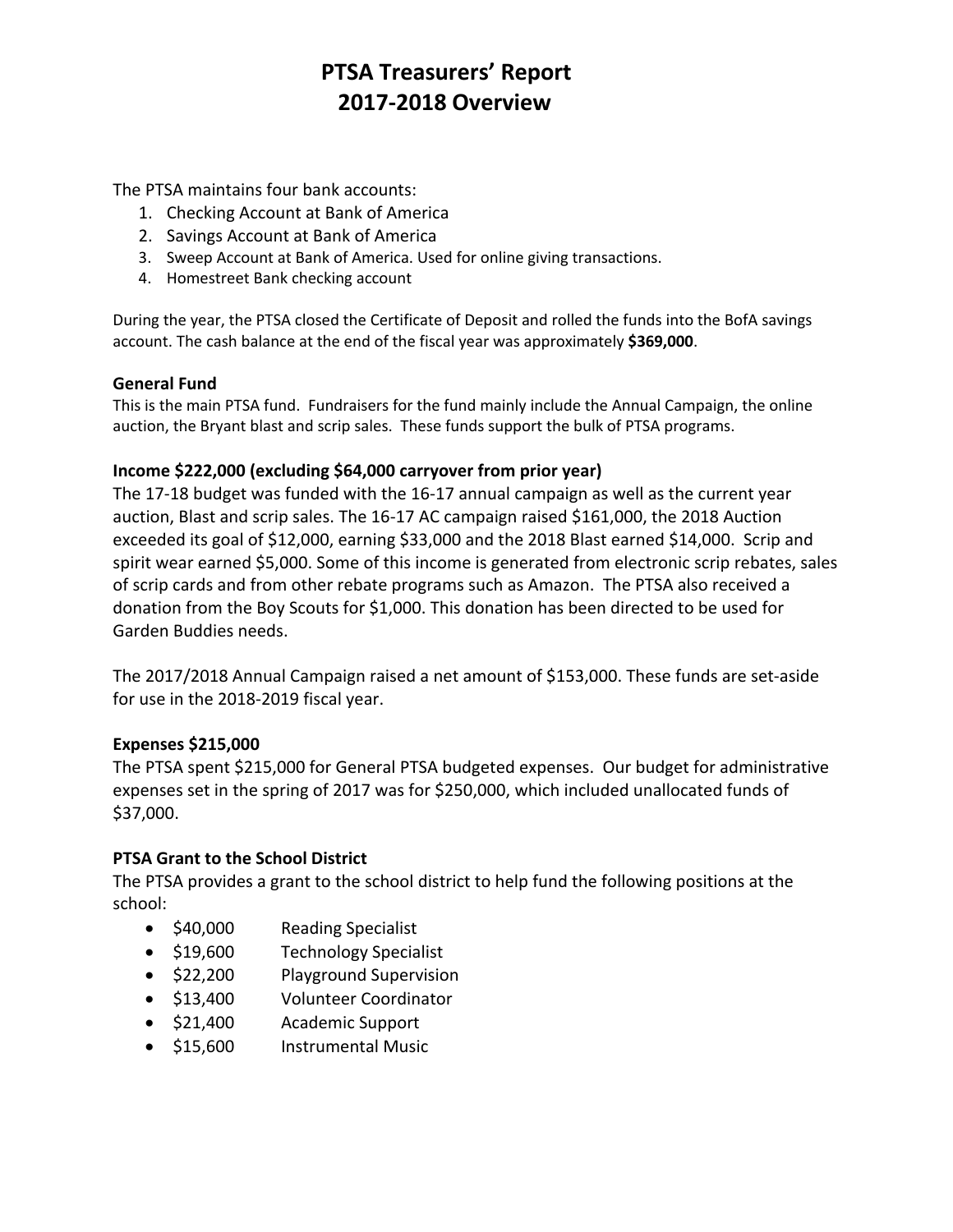# PTSA Treasurers' Report
# 2017-2018 Overview

The PTSA maintains four bank accounts:

1. Checking Account at Bank of America
2. Savings Account at Bank of America
3. Sweep Account at Bank of America. Used for online giving transactions.
4. Homestreet Bank checking account

During the year, the PTSA closed the Certificate of Deposit and rolled the funds into the BofA savings account. The cash balance at the end of the fiscal year was approximately **$369,000**.

### General Fund

This is the main PTSA fund. Fundraisers for the fund mainly include the Annual Campaign, the online auction, the Bryant blast and scrip sales. These funds support the bulk of PTSA programs.

### Income $222,000 (excluding $64,000 carryover from prior year)

The 17-18 budget was funded with the 16-17 annual campaign as well as the current year auction, Blast and scrip sales. The 16-17 AC campaign raised $161,000, the 2018 Auction exceeded its goal of $12,000, earning $33,000 and the 2018 Blast earned $14,000. Scrip and spirit wear earned $5,000. Some of this income is generated from electronic scrip rebates, sales of scrip cards and from other rebate programs such as Amazon. The PTSA also received a donation from the Boy Scouts for $1,000. This donation has been directed to be used for Garden Buddies needs.

The 2017/2018 Annual Campaign raised a net amount of $153,000. These funds are set-aside for use in the 2018-2019 fiscal year.

### Expenses $215,000

The PTSA spent $215,000 for General PTSA budgeted expenses. Our budget for administrative expenses set in the spring of 2017 was for $250,000, which included unallocated funds of $37,000.

### PTSA Grant to the School District

The PTSA provides a grant to the school district to help fund the following positions at the school:

- $40,000 Reading Specialist
- $19,600 Technology Specialist
- $22,200 Playground Supervision
- $13,400 Volunteer Coordinator
- $21,400 Academic Support
- $15,600 Instrumental Music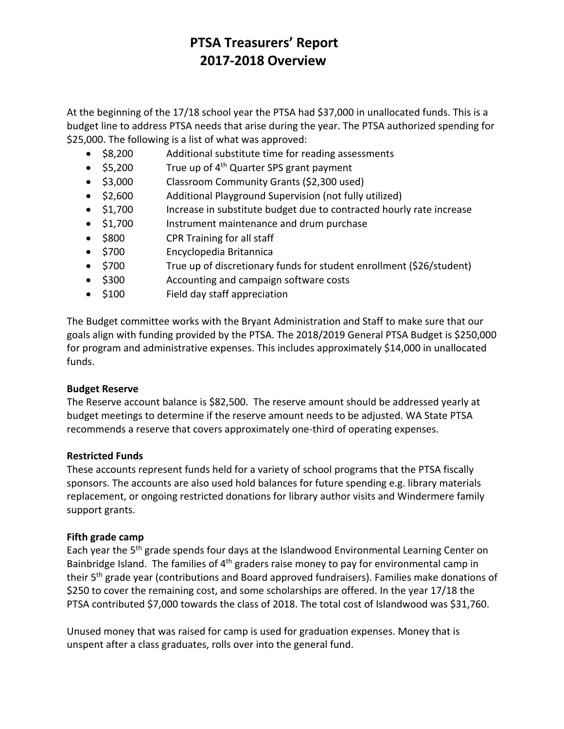# PTSA Treasurers' Report
# 2017-2018 Overview

At the beginning of the 17/18 school year the PTSA had $37,000 in unallocated funds. This is a budget line to address PTSA needs that arise during the year. The PTSA authorized spending for $25,000. The following is a list of what was approved:

- $8,200 Additional substitute time for reading assessments
- $5,200 True up of 4th Quarter SPS grant payment
- $3,000 Classroom Community Grants ($2,300 used)
- $2,600 Additional Playground Supervision (not fully utilized)
- $1,700 Increase in substitute budget due to contracted hourly rate increase
- $1,700 Instrument maintenance and drum purchase
- $800 CPR Training for all staff
- $700 Encyclopedia Britannica
- $700 True up of discretionary funds for student enrollment ($26/student)
- $300 Accounting and campaign software costs
- $100 Field day staff appreciation

The Budget committee works with the Bryant Administration and Staff to make sure that our goals align with funding provided by the PTSA. The 2018/2019 General PTSA Budget is $250,000 for program and administrative expenses. This includes approximately $14,000 in unallocated funds.

**Budget Reserve**

The Reserve account balance is $82,500. The reserve amount should be addressed yearly at budget meetings to determine if the reserve amount needs to be adjusted. WA State PTSA recommends a reserve that covers approximately one-third of operating expenses.

**Restricted Funds**

These accounts represent funds held for a variety of school programs that the PTSA fiscally sponsors. The accounts are also used hold balances for future spending e.g. library materials replacement, or ongoing restricted donations for library author visits and Windermere family support grants.

**Fifth grade camp**

Each year the 5th grade spends four days at the Islandwood Environmental Learning Center on Bainbridge Island. The families of 4th graders raise money to pay for environmental camp in their 5th grade year (contributions and Board approved fundraisers). Families make donations of $250 to cover the remaining cost, and some scholarships are offered. In the year 17/18 the PTSA contributed $7,000 towards the class of 2018. The total cost of Islandwood was $31,760.

Unused money that was raised for camp is used for graduation expenses. Money that is unspent after a class graduates, rolls over into the general fund.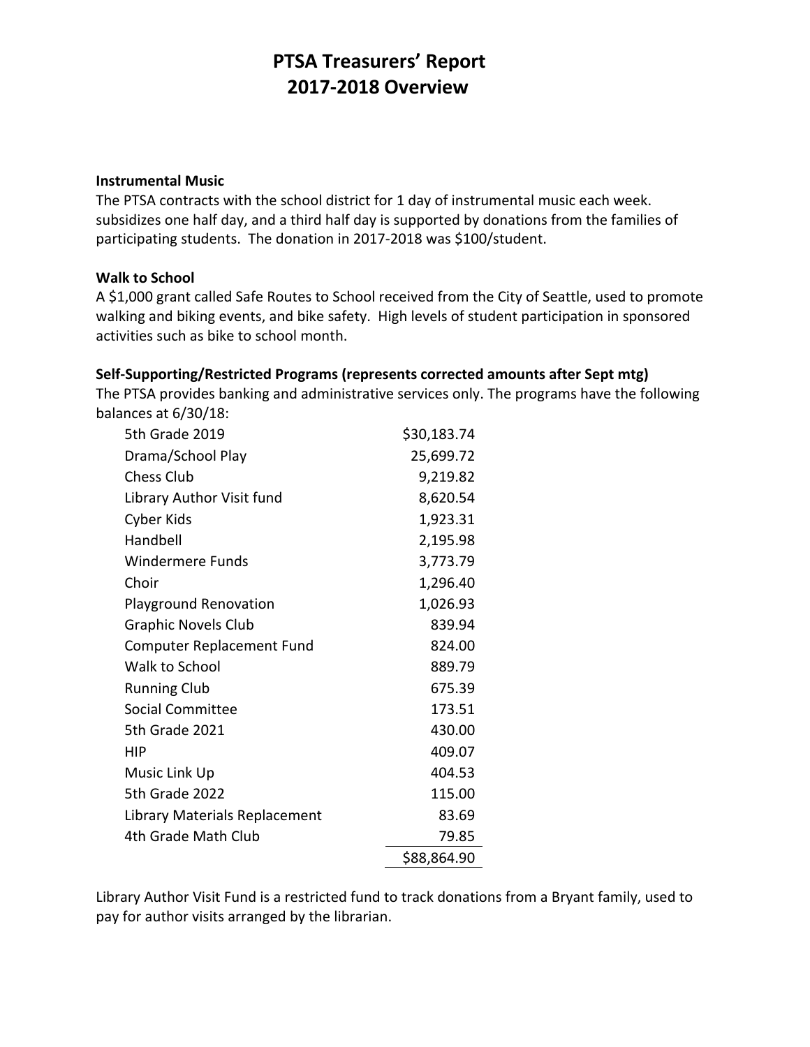# PTSA Treasurers' Report
# 2017-2018 Overview

**Instrumental Music**

The PTSA contracts with the school district for 1 day of instrumental music each week. subsidizes one half day, and a third half day is supported by donations from the families of participating students. The donation in 2017-2018 was $100/student.

**Walk to School**

A $1,000 grant called Safe Routes to School received from the City of Seattle, used to promote walking and biking events, and bike safety. High levels of student participation in sponsored activities such as bike to school month.

**Self-Supporting/Restricted Programs (represents corrected amounts after Sept mtg)**

The PTSA provides banking and administrative services only. The programs have the following balances at 6/30/18:

| Program | Balance |
|---|---:|
| 5th Grade 2019 | $30,183.74 |
| Drama/School Play | 25,699.72 |
| Chess Club | 9,219.82 |
| Library Author Visit fund | 8,620.54 |
| Cyber Kids | 1,923.31 |
| Handbell | 2,195.98 |
| Windermere Funds | 3,773.79 |
| Choir | 1,296.40 |
| Playground Renovation | 1,026.93 |
| Graphic Novels Club | 839.94 |
| Computer Replacement Fund | 824.00 |
| Walk to School | 889.79 |
| Running Club | 675.39 |
| Social Committee | 173.51 |
| 5th Grade 2021 | 430.00 |
| HIP | 409.07 |
| Music Link Up | 404.53 |
| 5th Grade 2022 | 115.00 |
| Library Materials Replacement | 83.69 |
| 4th Grade Math Club | 79.85 |
| | $88,864.90 |

Library Author Visit Fund is a restricted fund to track donations from a Bryant family, used to pay for author visits arranged by the librarian.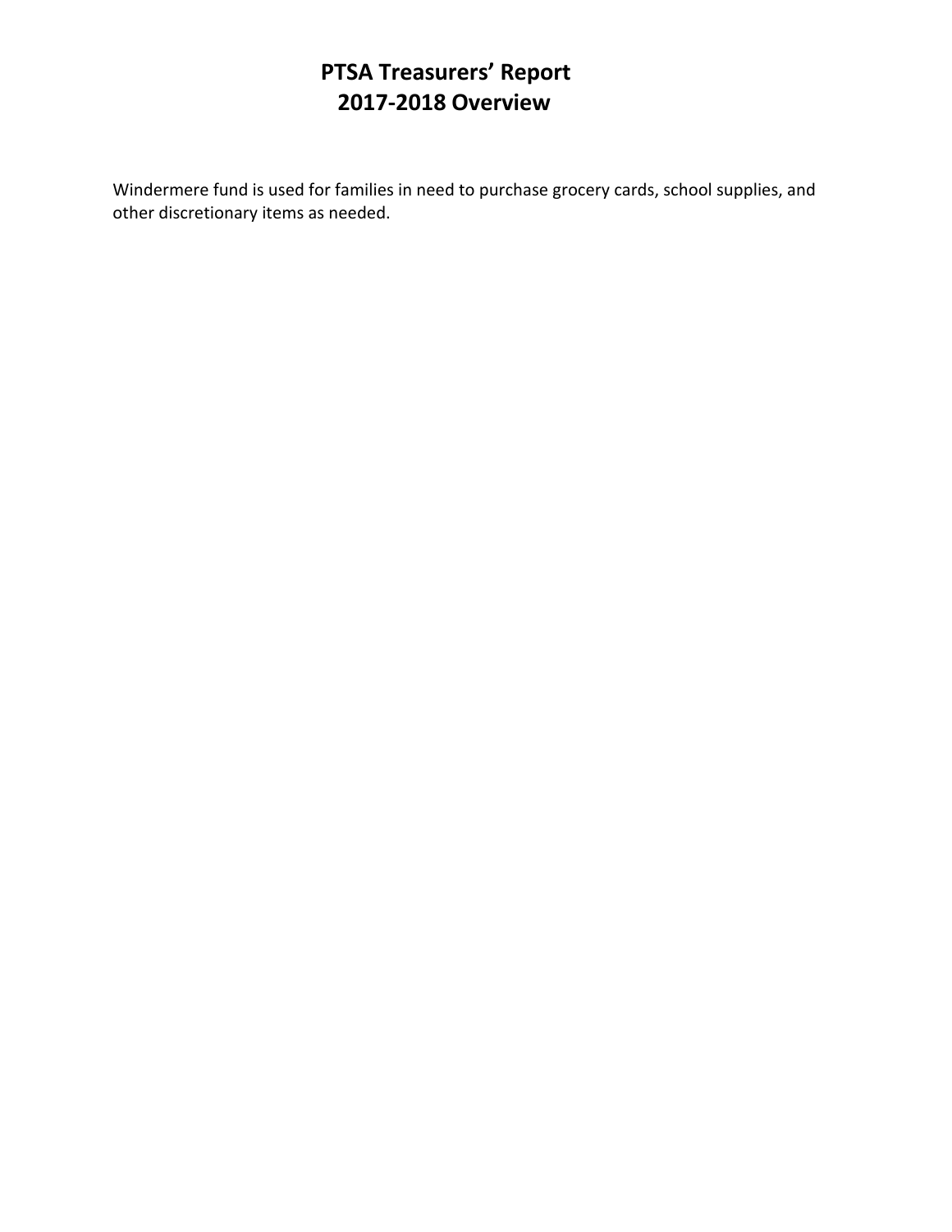# PTSA Treasurers' Report
# 2017-2018 Overview

Windermere fund is used for families in need to purchase grocery cards, school supplies, and other discretionary items as needed.